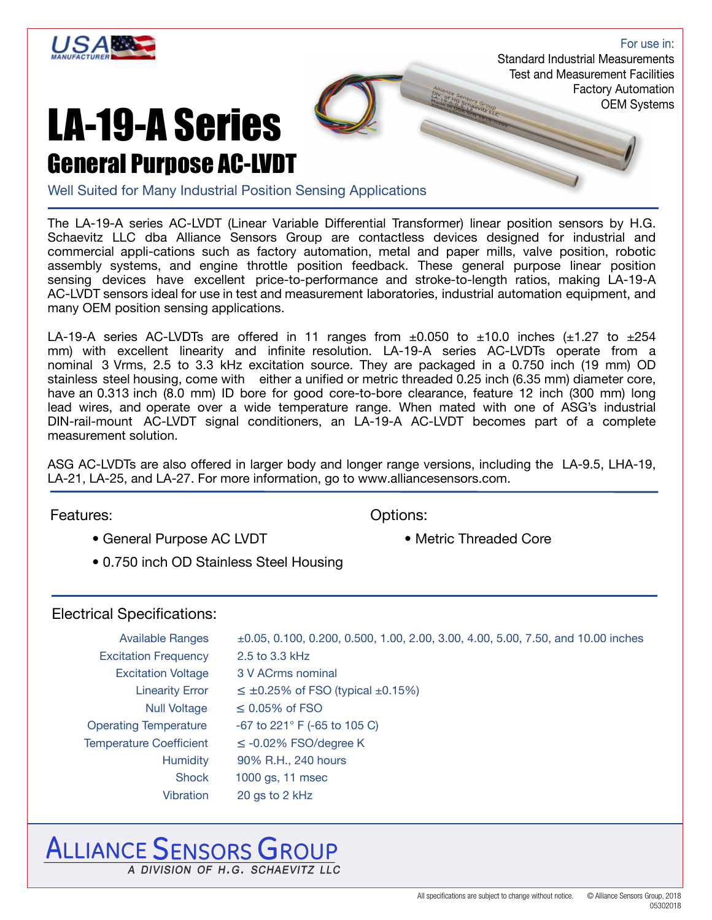USA MANUFACTURER

For use in:
Standard Industrial Measurements
Test and Measurement Facilities
Factory Automation
OEM Systems

# LA-19-A Series

## General Purpose AC-LVDT

Well Suited for Many Industrial Position Sensing Applications

The LA-19-A series AC-LVDT (Linear Variable Differential Transformer) linear position sensors by H.G. Schaevitz LLC dba Alliance Sensors Group are contactless devices designed for industrial and commercial appli-cations such as factory automation, metal and paper mills, valve position, robotic assembly systems, and engine throttle position feedback. These general purpose linear position sensing devices have excellent price-to-performance and stroke-to-length ratios, making LA-19-A AC-LVDT sensors ideal for use in test and measurement laboratories, industrial automation equipment, and many OEM position sensing applications.

LA-19-A series AC-LVDTs are offered in 11 ranges from ±0.050 to ±10.0 inches (±1.27 to ±254 mm) with excellent linearity and infinite resolution. LA-19-A series AC-LVDTs operate from a nominal 3 Vrms, 2.5 to 3.3 kHz excitation source. They are packaged in a 0.750 inch (19 mm) OD stainless steel housing, come with either a unified or metric threaded 0.25 inch (6.35 mm) diameter core, have an 0.313 inch (8.0 mm) ID bore for good core-to-bore clearance, feature 12 inch (300 mm) long lead wires, and operate over a wide temperature range. When mated with one of ASG's industrial DIN-rail-mount AC-LVDT signal conditioners, an LA-19-A AC-LVDT becomes part of a complete measurement solution.

ASG AC-LVDTs are also offered in larger body and longer range versions, including the LA-9.5, LHA-19, LA-21, LA-25, and LA-27. For more information, go to www.alliancesensors.com.

### Features:

- General Purpose AC LVDT
- 0.750 inch OD Stainless Steel Housing

### Options:

- Metric Threaded Core

### Electrical Specifications:

| | |
|---|---|
| Available Ranges | ±0.05, 0.100, 0.200, 0.500, 1.00, 2.00, 3.00, 4.00, 5.00, 7.50, and 10.00 inches |
| Excitation Frequency | 2.5 to 3.3 kHz |
| Excitation Voltage | 3 V ACrms nominal |
| Linearity Error | ≤ ±0.25% of FSO (typical ±0.15%) |
| Null Voltage | ≤ 0.05% of FSO |
| Operating Temperature | -67 to 221° F (-65 to 105 C) |
| Temperature Coefficient | ≤ -0.02% FSO/degree K |
| Humidity | 90% R.H., 240 hours |
| Shock | 1000 gs, 11 msec |
| Vibration | 20 gs to 2 kHz |

ALLIANCE SENSORS GROUP
*A DIVISION OF H.G. SCHAEVITZ LLC*

All specifications are subject to change without notice. © Alliance Sensors Group, 2018
05302018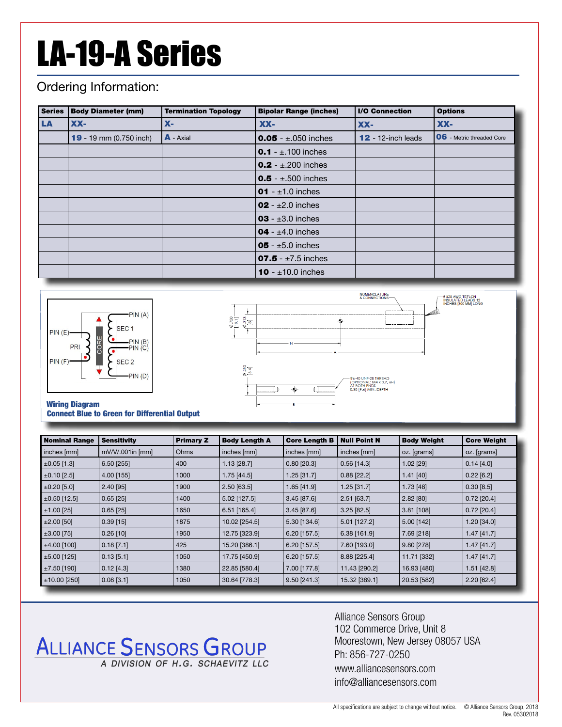# LA-19-A Series

## Ordering Information:

| Series | Body Diameter (mm) | Termination Topology | Bipolar Range (inches) | I/O Connection | Options |
|---|---|---|---|---|---|
| **LA** | **XX-** | **X-** | **XX-** | **XX-** | **XX-** |
| | **19** - 19 mm (0.750 inch) | **A** - Axial | **0.05** - ±.050 inches | **12** - 12-inch leads | **06** - Metric threaded Core |
| | | | **0.1** - ±.100 inches | | |
| | | | **0.2** - ±.200 inches | | |
| | | | **0.5** - ±.500 inches | | |
| | | | **01** - ±1.0 inches | | |
| | | | **02** - ±2.0 inches | | |
| | | | **03** - ±3.0 inches | | |
| | | | **04** - ±4.0 inches | | |
| | | | **05** - ±5.0 inches | | |
| | | | **07.5** - ±7.5 inches | | |
| | | | **10** - ±10.0 inches | | |

PIN (A)
SEC 1
PIN (E)
PRI
CORE
PIN (B)
PIN (C)
PIN (F)
SEC 2
PIN (D)

**Wiring Diagram**
**Connect Blue to Green for Differential Output**

NOMENCLATURE & CONNECTIONS
6 #28 AWG TEFLON INSULATED LEADS 12 INCHES [300 MM] LONG
Ø.750 [19.1]
Ø.313 [8]
N
A
Ø.250 [6.4]
#6-40 UNF-2B THREAD (OPTIONAL: M4 x 0.7, 6H) AT BOTH ENDS 0.38 [9.6] MIN. DEPTH
B

| Nominal Range | Sensitivity | Primary Z | Body Length A | Core Length B | Null Point N | Body Weight | Core Weight |
|---|---|---|---|---|---|---|---|
| inches [mm] | mV/V/.001in [mm] | Ohms | inches [mm] | inches [mm] | inches [mm] | oz. [grams] | oz. [grams] |
| ±0.05 [1.3] | 6.50 [255] | 400 | 1.13 [28.7] | 0.80 [20.3] | 0.56 [14.3] | 1.02 [29] | 0.14 [4.0] |
| ±0.10 [2.5] | 4.00 [155] | 1000 | 1.75 [44.5] | 1.25 [31.7] | 0.88 [22.2] | 1.41 [40] | 0.22 [6.2] |
| ±0.20 [5.0] | 2.40 [95] | 1900 | 2.50 [63.5] | 1.65 [41.9] | 1.25 [31.7] | 1.73 [48] | 0.30 [8.5] |
| ±0.50 [12.5] | 0.65 [25] | 1400 | 5.02 [127.5] | 3.45 [87.6] | 2.51 [63.7] | 2.82 [80] | 0.72 [20.4] |
| ±1.00 [25] | 0.65 [25] | 1650 | 6.51 [165.4] | 3.45 [87.6] | 3.25 [82.5] | 3.81 [108] | 0.72 [20.4] |
| ±2.00 [50] | 0.39 [15] | 1875 | 10.02 [254.5] | 5.30 [134.6] | 5.01 [127.2] | 5.00 [142] | 1.20 [34.0] |
| ±3.00 [75] | 0.26 [10] | 1950 | 12.75 [323.9] | 6.20 [157.5] | 6.38 [161.9] | 7.69 [218] | 1.47 [41.7] |
| ±4.00 [100] | 0.18 [7.1] | 425 | 15.20 [386.1] | 6.20 [157.5] | 7.60 [193.0] | 9.80 [278] | 1.47 [41.7] |
| ±5.00 [125] | 0.13 [5.1] | 1050 | 17.75 [450.9] | 6.20 [157.5] | 8.88 [225.4] | 11.71 [332] | 1.47 [41.7] |
| ±7.50 [190] | 0.12 [4.3] | 1380 | 22.85 [580.4] | 7.00 [177.8] | 11.43 [290.2] | 16.93 [480] | 1.51 [42.8] |
| ±10.00 [250] | 0.08 [3.1] | 1050 | 30.64 [778.3] | 9.50 [241.3] | 15.32 [389.1] | 20.53 [582] | 2.20 [62.4] |

ALLIANCE SENSORS GROUP
A DIVISION OF H.G. SCHAEVITZ LLC

Alliance Sensors Group
102 Commerce Drive, Unit 8
Moorestown, New Jersey 08057 USA
Ph: 856-727-0250
www.alliancesensors.com
info@alliancesensors.com

All specifications are subject to change without notice. © Alliance Sensors Group, 2018
Rev. 05302018